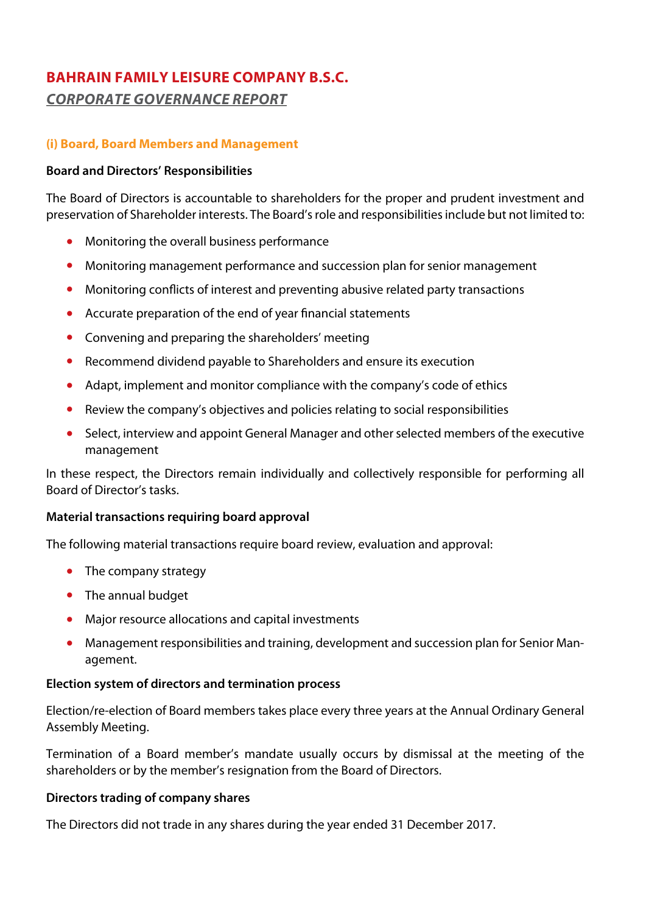# BAHRAIN FAMILY LEISURE COMPANY B.S.C.

## *CORPORATE GOVERNANCE REPORT*

### (i) Board, Board Members and Management

**Board and Directors' Responsibilities**

The Board of Directors is accountable to shareholders for the proper and prudent investment and preservation of Shareholder interests. The Board's role and responsibilities include but not limited to:

- Monitoring the overall business performance
- Monitoring management performance and succession plan for senior management
- Monitoring conflicts of interest and preventing abusive related party transactions
- Accurate preparation of the end of year financial statements
- Convening and preparing the shareholders' meeting
- Recommend dividend payable to Shareholders and ensure its execution
- Adapt, implement and monitor compliance with the company's code of ethics
- Review the company's objectives and policies relating to social responsibilities
- Select, interview and appoint General Manager and other selected members of the executive management

In these respect, the Directors remain individually and collectively responsible for performing all Board of Director's tasks.

**Material transactions requiring board approval**

The following material transactions require board review, evaluation and approval:

- The company strategy
- The annual budget
- Major resource allocations and capital investments
- Management responsibilities and training, development and succession plan for Senior Management.

**Election system of directors and termination process**

Election/re-election of Board members takes place every three years at the Annual Ordinary General Assembly Meeting.

Termination of a Board member's mandate usually occurs by dismissal at the meeting of the shareholders or by the member's resignation from the Board of Directors.

**Directors trading of company shares**

The Directors did not trade in any shares during the year ended 31 December 2017.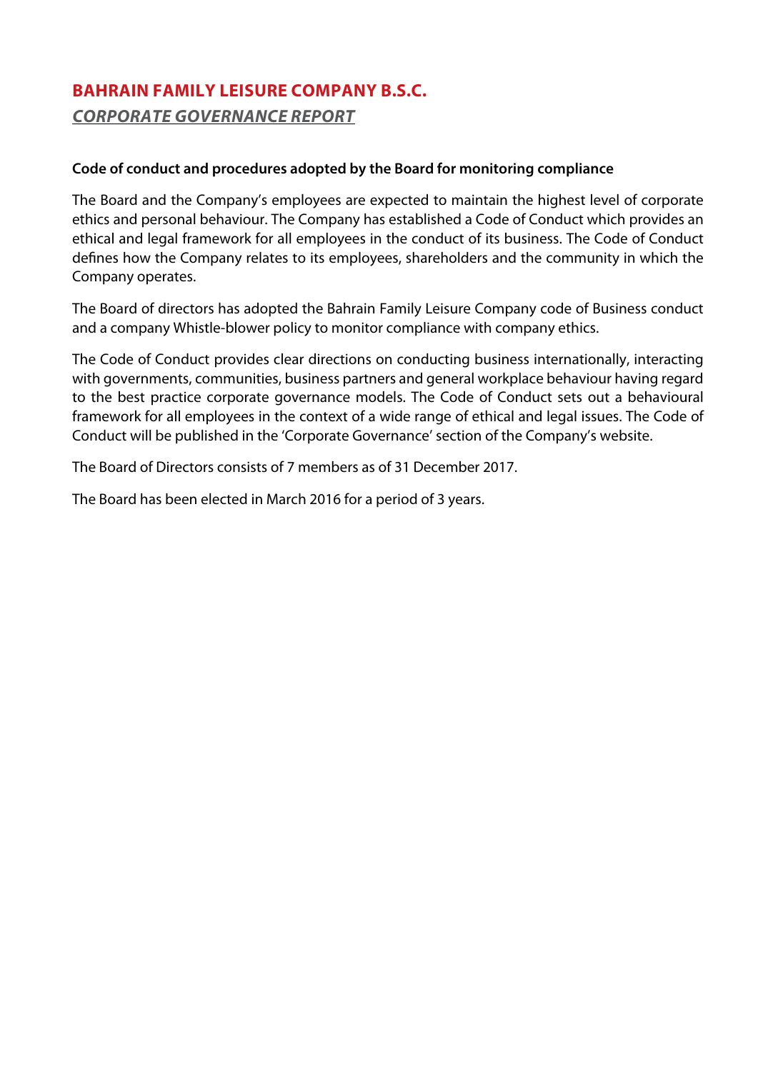# BAHRAIN FAMILY LEISURE COMPANY B.S.C.

## *CORPORATE GOVERNANCE REPORT*

**Code of conduct and procedures adopted by the Board for monitoring compliance**

The Board and the Company's employees are expected to maintain the highest level of corporate ethics and personal behaviour. The Company has established a Code of Conduct which provides an ethical and legal framework for all employees in the conduct of its business. The Code of Conduct defines how the Company relates to its employees, shareholders and the community in which the Company operates.

The Board of directors has adopted the Bahrain Family Leisure Company code of Business conduct and a company Whistle-blower policy to monitor compliance with company ethics.

The Code of Conduct provides clear directions on conducting business internationally, interacting with governments, communities, business partners and general workplace behaviour having regard to the best practice corporate governance models. The Code of Conduct sets out a behavioural framework for all employees in the context of a wide range of ethical and legal issues. The Code of Conduct will be published in the 'Corporate Governance' section of the Company's website.

The Board of Directors consists of 7 members as of 31 December 2017.

The Board has been elected in March 2016 for a period of 3 years.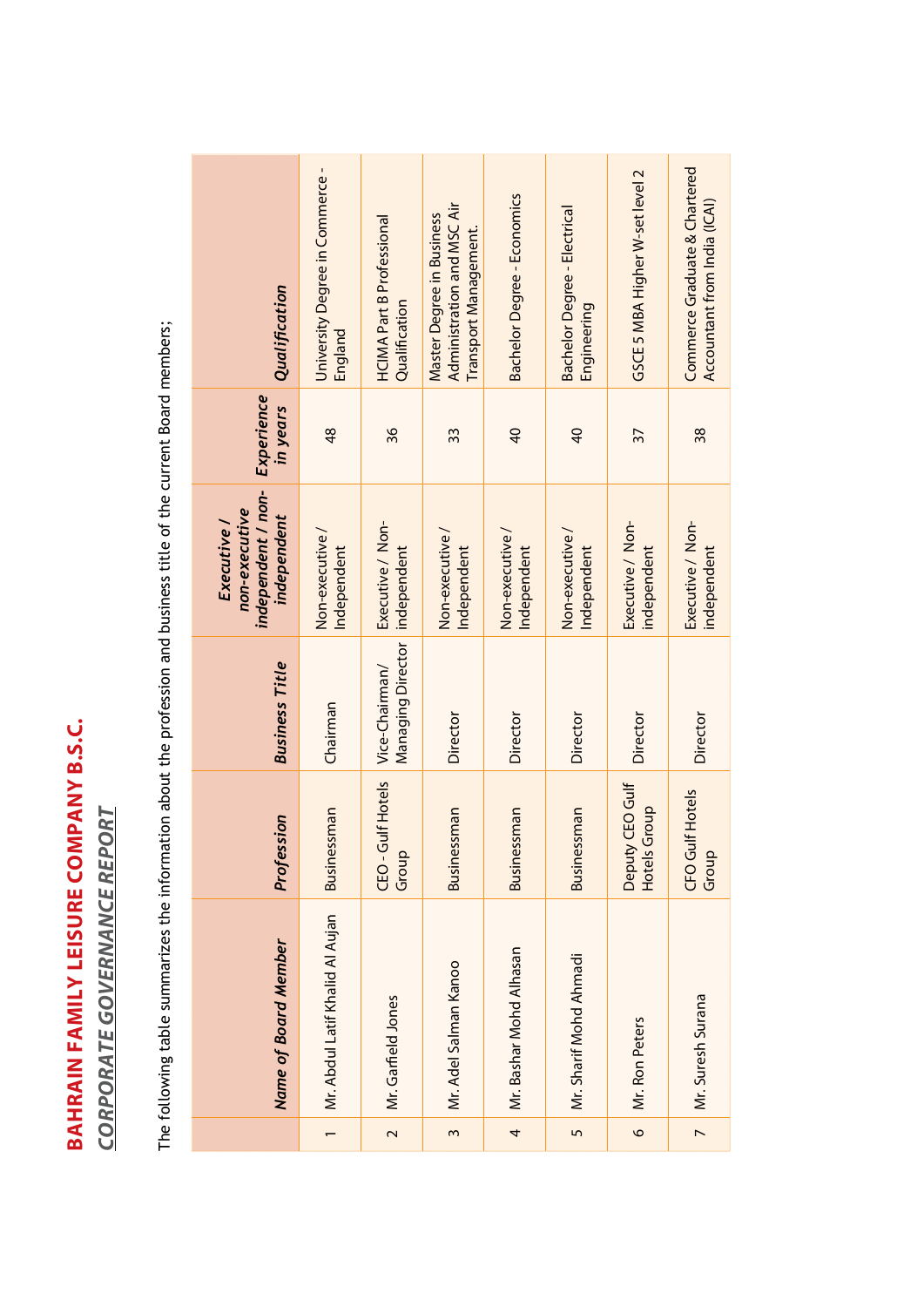# BAHRAIN FAMILY LEISURE COMPANY B.S.C.

## *CORPORATE GOVERNANCE REPORT*

The following table summarizes the information about the profession and business title of the current Board members;

| | *Name of Board Member* | *Profession* | *Business Title* | *Executive / non-executive independent / non-independent* | *Experience in years* | *Qualification* |
|---|---|---|---|---|---|---|
| 1 | Mr. Abdul Latif Khalid Al Aujan | Businessman | Chairman | Non-executive / Independent | 48 | University Degree in Commerce - England |
| 2 | Mr. Garfield Jones | CEO - Gulf Hotels Group | Vice-Chairman/ Managing Director | Executive / Non-independent | 36 | HCIMA Part B Professional Qualification |
| 3 | Mr. Adel Salman Kanoo | Businessman | Director | Non-executive / Independent | 33 | Master Degree in Business Administration and MSC Air Transport Management. |
| 4 | Mr. Bashar Mohd Alhasan | Businessman | Director | Non-executive / Independent | 40 | Bachelor Degree - Economics |
| 5 | Mr. Sharif Mohd Ahmadi | Businessman | Director | Non-executive / Independent | 40 | Bachelor Degree - Electrical Engineering |
| 6 | Mr. Ron Peters | Deputy CEO Gulf Hotels Group | Director | Executive / Non-independent | 37 | GSCE 5 MBA Higher W-set level 2 |
| 7 | Mr. Suresh Surana | CFO Gulf Hotels Group | Director | Executive / Non-independent | 38 | Commerce Graduate & Chartered Accountant from India (ICAI) |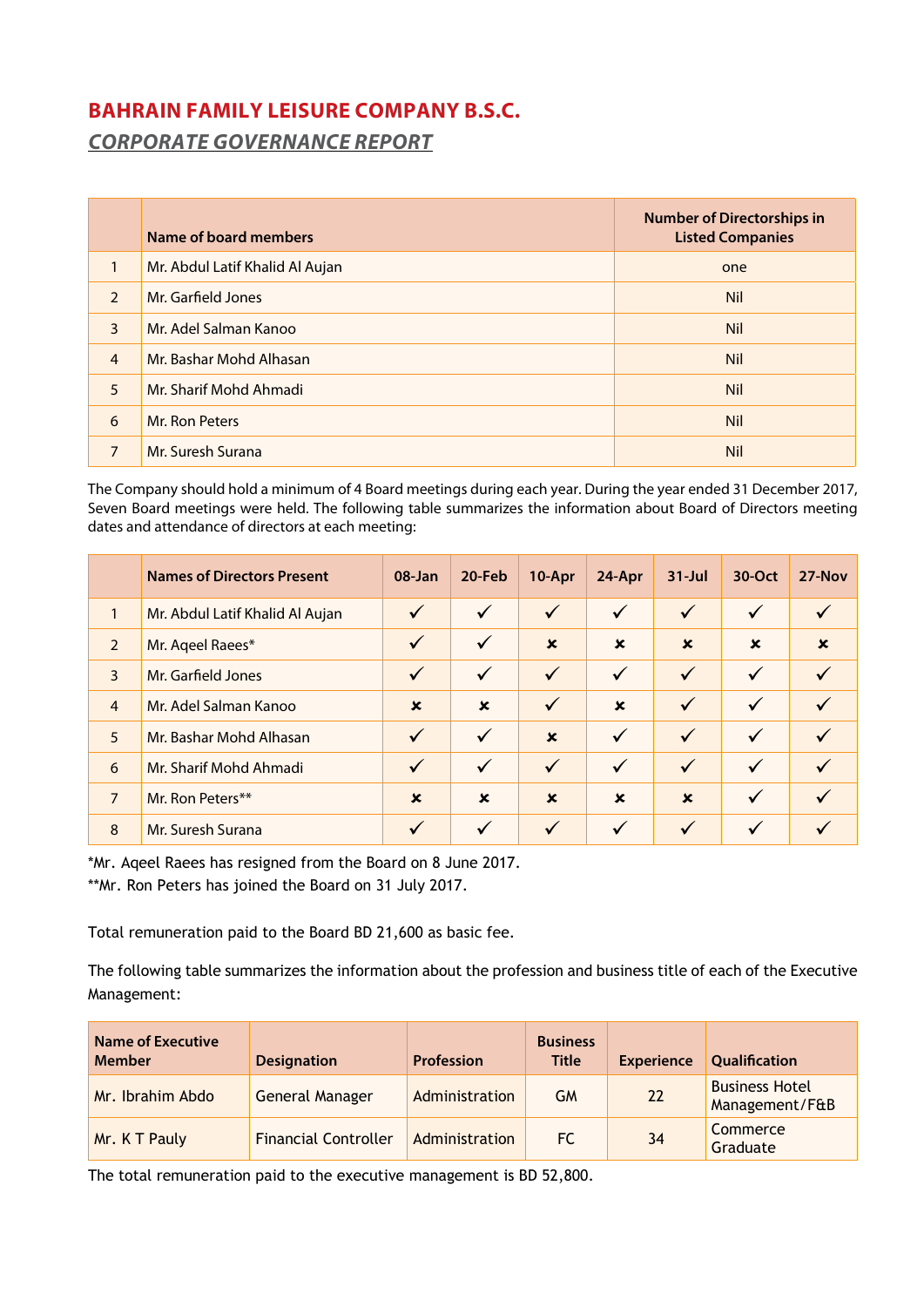# BAHRAIN FAMILY LEISURE COMPANY B.S.C.

## *CORPORATE GOVERNANCE REPORT*

| | Name of board members | Number of Directorships in Listed Companies |
|---|---|---|
| 1 | Mr. Abdul Latif Khalid Al Aujan | one |
| 2 | Mr. Garfield Jones | Nil |
| 3 | Mr. Adel Salman Kanoo | Nil |
| 4 | Mr. Bashar Mohd Alhasan | Nil |
| 5 | Mr. Sharif Mohd Ahmadi | Nil |
| 6 | Mr. Ron Peters | Nil |
| 7 | Mr. Suresh Surana | Nil |

The Company should hold a minimum of 4 Board meetings during each year. During the year ended 31 December 2017, Seven Board meetings were held. The following table summarizes the information about Board of Directors meeting dates and attendance of directors at each meeting:

| | Names of Directors Present | 08-Jan | 20-Feb | 10-Apr | 24-Apr | 31-Jul | 30-Oct | 27-Nov |
|---|---|---|---|---|---|---|---|---|
| 1 | Mr. Abdul Latif Khalid Al Aujan | ✓ | ✓ | ✓ | ✓ | ✓ | ✓ | ✓ |
| 2 | Mr. Aqeel Raees* | ✓ | ✓ | ✗ | ✗ | ✗ | ✗ | ✗ |
| 3 | Mr. Garfield Jones | ✓ | ✓ | ✓ | ✓ | ✓ | ✓ | ✓ |
| 4 | Mr. Adel Salman Kanoo | ✗ | ✗ | ✓ | ✗ | ✓ | ✓ | ✓ |
| 5 | Mr. Bashar Mohd Alhasan | ✓ | ✓ | ✗ | ✓ | ✓ | ✓ | ✓ |
| 6 | Mr. Sharif Mohd Ahmadi | ✓ | ✓ | ✓ | ✓ | ✓ | ✓ | ✓ |
| 7 | Mr. Ron Peters** | ✗ | ✗ | ✗ | ✗ | ✗ | ✓ | ✓ |
| 8 | Mr. Suresh Surana | ✓ | ✓ | ✓ | ✓ | ✓ | ✓ | ✓ |

*Mr. Aqeel Raees has resigned from the Board on 8 June 2017.

**Mr. Ron Peters has joined the Board on 31 July 2017.

Total remuneration paid to the Board BD 21,600 as basic fee.

The following table summarizes the information about the profession and business title of each of the Executive Management:

| Name of Executive Member | Designation | Profession | Business Title | Experience | Qualification |
|---|---|---|---|---|---|
| Mr. Ibrahim Abdo | General Manager | Administration | GM | 22 | Business Hotel Management/F&B |
| Mr. K T Pauly | Financial Controller | Administration | FC | 34 | Commerce Graduate |

The total remuneration paid to the executive management is BD 52,800.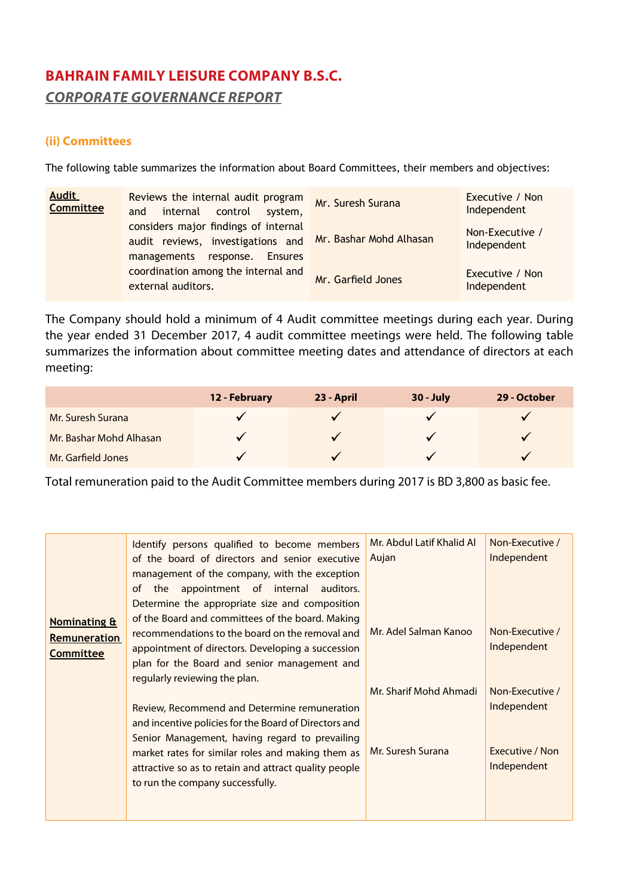# BAHRAIN FAMILY LEISURE COMPANY B.S.C.

## *CORPORATE GOVERNANCE REPORT*

### (ii) Committees

The following table summarizes the information about Board Committees, their members and objectives:

| Committee | Objectives | Members | Status |
|---|---|---|---|
| **Audit Committee** | Reviews the internal audit program and internal control system, considers major findings of internal audit reviews, investigations and managements response. Ensures coordination among the internal and external auditors. | Mr. Suresh Surana | Executive / Non Independent |
| | | Mr. Bashar Mohd Alhasan | Non-Executive / Independent |
| | | Mr. Garfield Jones | Executive / Non Independent |

The Company should hold a minimum of 4 Audit committee meetings during each year. During the year ended 31 December 2017, 4 audit committee meetings were held. The following table summarizes the information about committee meeting dates and attendance of directors at each meeting:

| | 12 - February | 23 - April | 30 - July | 29 - October |
|---|---|---|---|---|
| Mr. Suresh Surana | ✓ | ✓ | ✓ | ✓ |
| Mr. Bashar Mohd Alhasan | ✓ | ✓ | ✓ | ✓ |
| Mr. Garfield Jones | ✓ | ✓ | ✓ | ✓ |

Total remuneration paid to the Audit Committee members during 2017 is BD 3,800 as basic fee.

| Committee | Objectives | Members | Status |
|---|---|---|---|
| **Nominating & Remuneration Committee** | Identify persons qualified to become members of the board of directors and senior executive management of the company, with the exception of the appointment of internal auditors. Determine the appropriate size and composition of the Board and committees of the board. Making recommendations to the board on the removal and appointment of directors. Developing a succession plan for the Board and senior management and regularly reviewing the plan.<br><br>Review, Recommend and Determine remuneration and incentive policies for the Board of Directors and Senior Management, having regard to prevailing market rates for similar roles and making them as attractive so as to retain and attract quality people to run the company successfully. | Mr. Abdul Latif Khalid Al Aujan | Non-Executive / Independent |
| | | Mr. Adel Salman Kanoo | Non-Executive / Independent |
| | | Mr. Sharif Mohd Ahmadi | Non-Executive / Independent |
| | | Mr. Suresh Surana | Executive / Non Independent |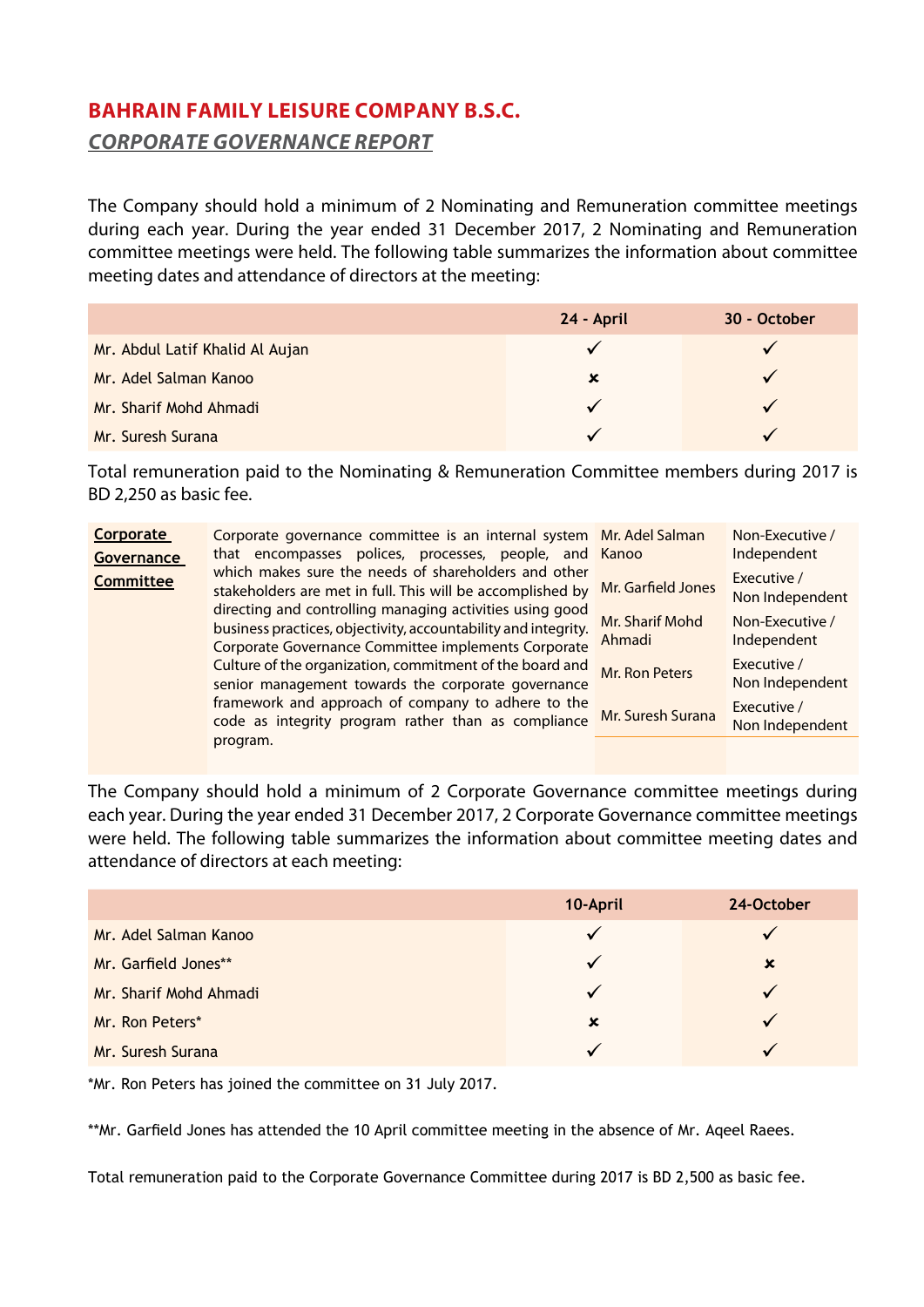# BAHRAIN FAMILY LEISURE COMPANY B.S.C.

## CORPORATE GOVERNANCE REPORT

The Company should hold a minimum of 2 Nominating and Remuneration committee meetings during each year. During the year ended 31 December 2017, 2 Nominating and Remuneration committee meetings were held. The following table summarizes the information about committee meeting dates and attendance of directors at the meeting:

| | 24 - April | 30 - October |
|---|---|---|
| Mr. Abdul Latif Khalid Al Aujan | ✓ | ✓ |
| Mr. Adel Salman Kanoo | ✗ | ✓ |
| Mr. Sharif Mohd Ahmadi | ✓ | ✓ |
| Mr. Suresh Surana | ✓ | ✓ |

Total remuneration paid to the Nominating & Remuneration Committee members during 2017 is BD 2,250 as basic fee.

| Corporate Governance Committee | Description | Member | Status |
|---|---|---|---|
| **Corporate Governance Committee** | Corporate governance committee is an internal system that encompasses polices, processes, people, and which makes sure the needs of shareholders and other stakeholders are met in full. This will be accomplished by directing and controlling managing activities using good business practices, objectivity, accountability and integrity. Corporate Governance Committee implements Corporate Culture of the organization, commitment of the board and senior management towards the corporate governance framework and approach of company to adhere to the code as integrity program rather than as compliance program. | Mr. Adel Salman Kanoo | Non-Executive / Independent |
| | | Mr. Garfield Jones | Executive / Non Independent |
| | | Mr. Sharif Mohd Ahmadi | Non-Executive / Independent |
| | | Mr. Ron Peters | Executive / Non Independent |
| | | Mr. Suresh Surana | Executive / Non Independent |

The Company should hold a minimum of 2 Corporate Governance committee meetings during each year. During the year ended 31 December 2017, 2 Corporate Governance committee meetings were held. The following table summarizes the information about committee meeting dates and attendance of directors at each meeting:

| | 10-April | 24-October |
|---|---|---|
| Mr. Adel Salman Kanoo | ✓ | ✓ |
| Mr. Garfield Jones** | ✓ | ✗ |
| Mr. Sharif Mohd Ahmadi | ✓ | ✓ |
| Mr. Ron Peters* | ✗ | ✓ |
| Mr. Suresh Surana | ✓ | ✓ |

*Mr. Ron Peters has joined the committee on 31 July 2017.

**Mr. Garfield Jones has attended the 10 April committee meeting in the absence of Mr. Aqeel Raees.

Total remuneration paid to the Corporate Governance Committee during 2017 is BD 2,500 as basic fee.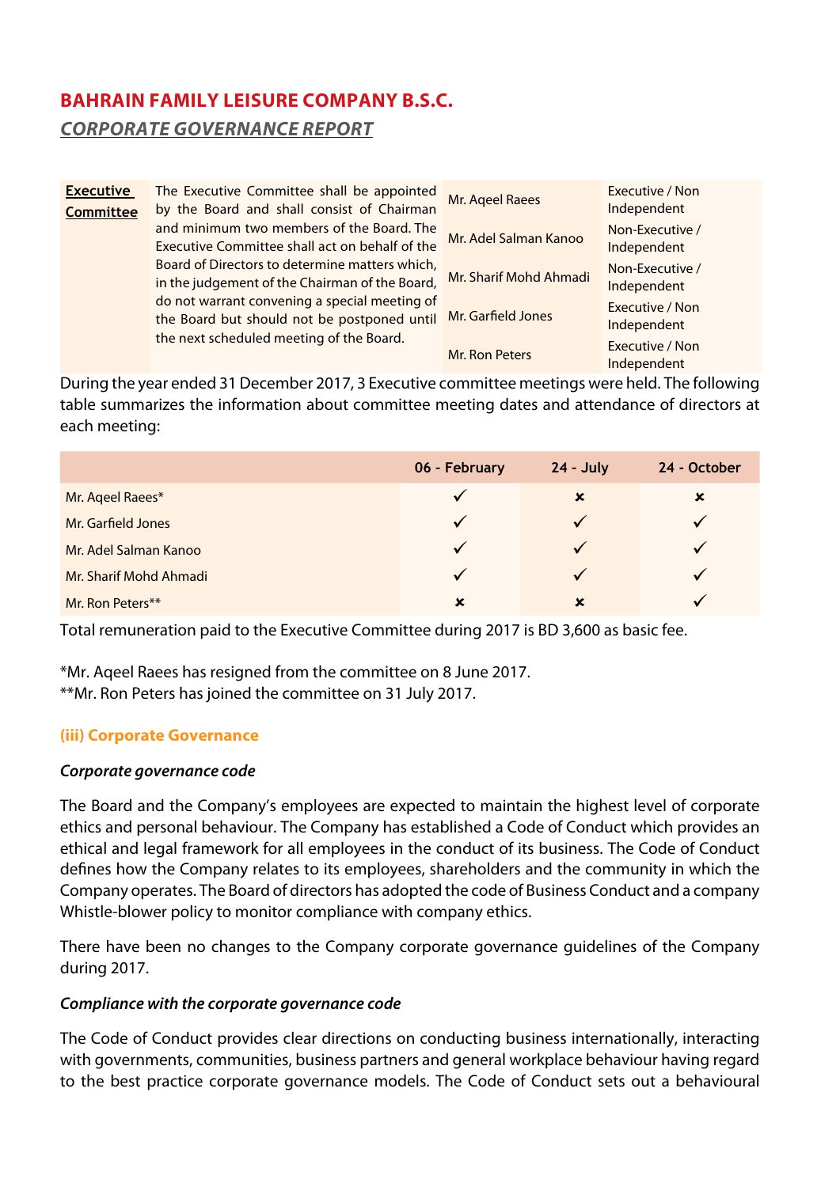# BAHRAIN FAMILY LEISURE COMPANY B.S.C.

## *CORPORATE GOVERNANCE REPORT*

| Committee | Description | Member | Status |
|---|---|---|---|
| **Executive Committee** | The Executive Committee shall be appointed by the Board and shall consist of Chairman and minimum two members of the Board. The Executive Committee shall act on behalf of the Board of Directors to determine matters which, in the judgement of the Chairman of the Board, do not warrant convening a special meeting of the Board but should not be postponed until the next scheduled meeting of the Board. | Mr. Aqeel Raees | Executive / Non Independent |
| | | Mr. Adel Salman Kanoo | Non-Executive / Independent |
| | | Mr. Sharif Mohd Ahmadi | Non-Executive / Independent |
| | | Mr. Garfield Jones | Executive / Non Independent |
| | | Mr. Ron Peters | Executive / Non Independent |

During the year ended 31 December 2017, 3 Executive committee meetings were held. The following table summarizes the information about committee meeting dates and attendance of directors at each meeting:

| | 06 - February | 24 - July | 24 - October |
|---|---|---|---|
| Mr. Aqeel Raees* | ✓ | ✗ | ✗ |
| Mr. Garfield Jones | ✓ | ✓ | ✓ |
| Mr. Adel Salman Kanoo | ✓ | ✓ | ✓ |
| Mr. Sharif Mohd Ahmadi | ✓ | ✓ | ✓ |
| Mr. Ron Peters** | ✗ | ✗ | ✓ |

Total remuneration paid to the Executive Committee during 2017 is BD 3,600 as basic fee.

*Mr. Aqeel Raees has resigned from the committee on 8 June 2017.
**Mr. Ron Peters has joined the committee on 31 July 2017.

### (iii) Corporate Governance

#### *Corporate governance code*

The Board and the Company's employees are expected to maintain the highest level of corporate ethics and personal behaviour. The Company has established a Code of Conduct which provides an ethical and legal framework for all employees in the conduct of its business. The Code of Conduct defines how the Company relates to its employees, shareholders and the community in which the Company operates. The Board of directors has adopted the code of Business Conduct and a company Whistle-blower policy to monitor compliance with company ethics.

There have been no changes to the Company corporate governance guidelines of the Company during 2017.

#### *Compliance with the corporate governance code*

The Code of Conduct provides clear directions on conducting business internationally, interacting with governments, communities, business partners and general workplace behaviour having regard to the best practice corporate governance models. The Code of Conduct sets out a behavioural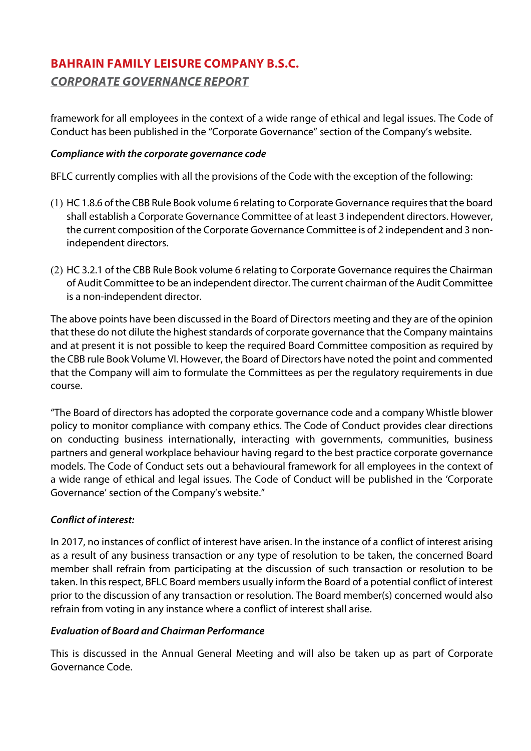framework for all employees in the context of a wide range of ethical and legal issues. The Code of Conduct has been published in the "Corporate Governance" section of the Company's website.

***Compliance with the corporate governance code***

BFLC currently complies with all the provisions of the Code with the exception of the following:

(1) HC 1.8.6 of the CBB Rule Book volume 6 relating to Corporate Governance requires that the board shall establish a Corporate Governance Committee of at least 3 independent directors. However, the current composition of the Corporate Governance Committee is of 2 independent and 3 non-independent directors.

(2) HC 3.2.1 of the CBB Rule Book volume 6 relating to Corporate Governance requires the Chairman of Audit Committee to be an independent director. The current chairman of the Audit Committee is a non-independent director.

The above points have been discussed in the Board of Directors meeting and they are of the opinion that these do not dilute the highest standards of corporate governance that the Company maintains and at present it is not possible to keep the required Board Committee composition as required by the CBB rule Book Volume VI. However, the Board of Directors have noted the point and commented that the Company will aim to formulate the Committees as per the regulatory requirements in due course.

"The Board of directors has adopted the corporate governance code and a company Whistle blower policy to monitor compliance with company ethics. The Code of Conduct provides clear directions on conducting business internationally, interacting with governments, communities, business partners and general workplace behaviour having regard to the best practice corporate governance models. The Code of Conduct sets out a behavioural framework for all employees in the context of a wide range of ethical and legal issues. The Code of Conduct will be published in the 'Corporate Governance' section of the Company's website."

***Conflict of interest:***

In 2017, no instances of conflict of interest have arisen. In the instance of a conflict of interest arising as a result of any business transaction or any type of resolution to be taken, the concerned Board member shall refrain from participating at the discussion of such transaction or resolution to be taken. In this respect, BFLC Board members usually inform the Board of a potential conflict of interest prior to the discussion of any transaction or resolution. The Board member(s) concerned would also refrain from voting in any instance where a conflict of interest shall arise.

***Evaluation of Board and Chairman Performance***

This is discussed in the Annual General Meeting and will also be taken up as part of Corporate Governance Code.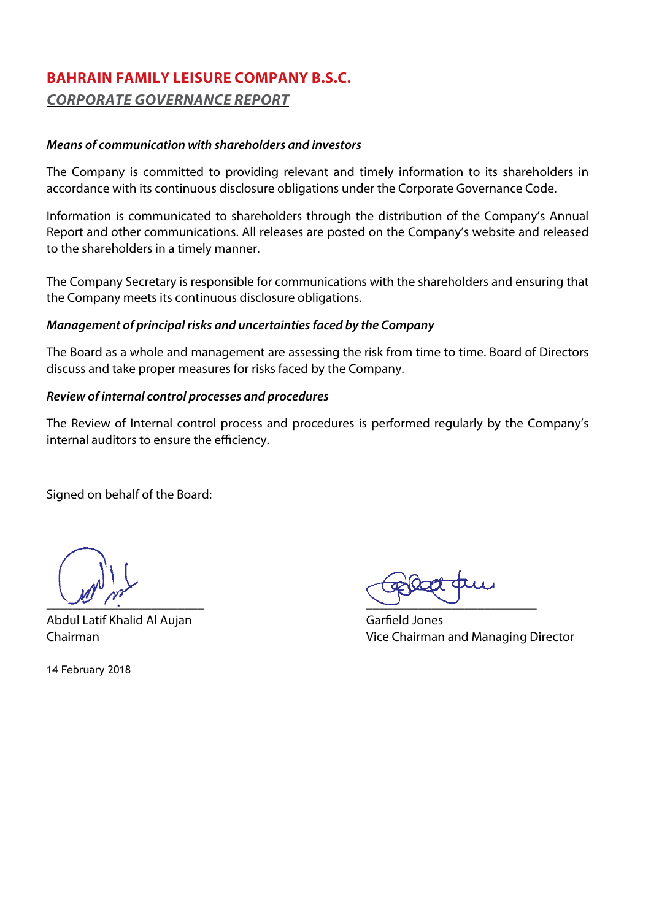# BAHRAIN FAMILY LEISURE COMPANY B.S.C.

## *CORPORATE GOVERNANCE REPORT*

***Means of communication with shareholders and investors***

The Company is committed to providing relevant and timely information to its shareholders in accordance with its continuous disclosure obligations under the Corporate Governance Code.

Information is communicated to shareholders through the distribution of the Company's Annual Report and other communications. All releases are posted on the Company's website and released to the shareholders in a timely manner.

The Company Secretary is responsible for communications with the shareholders and ensuring that the Company meets its continuous disclosure obligations.

***Management of principal risks and uncertainties faced by the Company***

The Board as a whole and management are assessing the risk from time to time. Board of Directors discuss and take proper measures for risks faced by the Company.

***Review of internal control processes and procedures***

The Review of Internal control process and procedures is performed regularly by the Company's internal auditors to ensure the efficiency.

Signed on behalf of the Board:

Abdul Latif Khalid Al Aujan
Chairman

Garfield Jones
Vice Chairman and Managing Director

14 February 2018